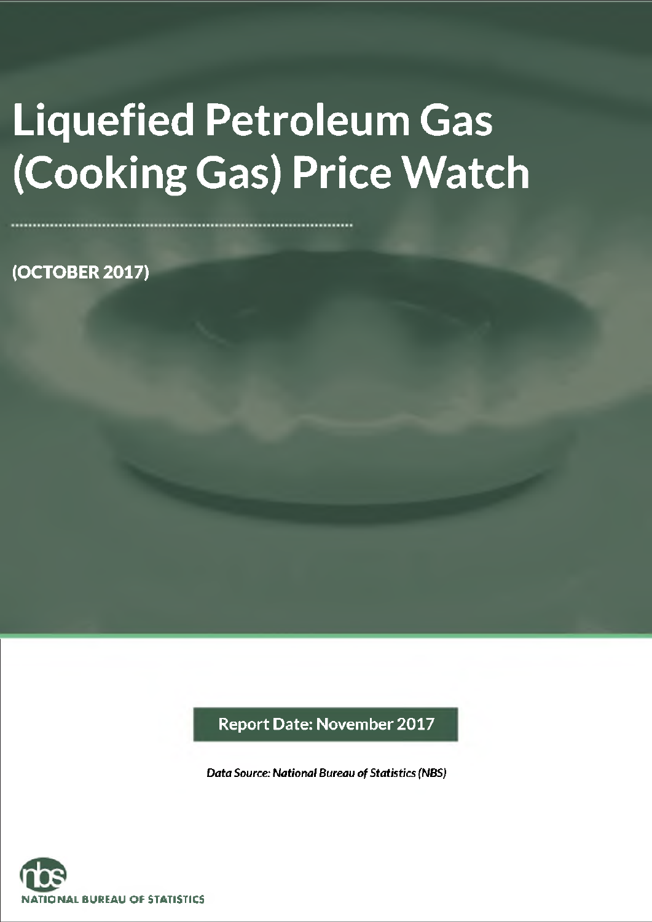# Liquefied Petroleum Gas (Cooking Gas) Price Watch

**(OCTOBER 2017)**

**Report Date: November 2017**

***Data Source: National Bureau of Statistics (NBS)***

NATIONAL BUREAU OF STATISTICS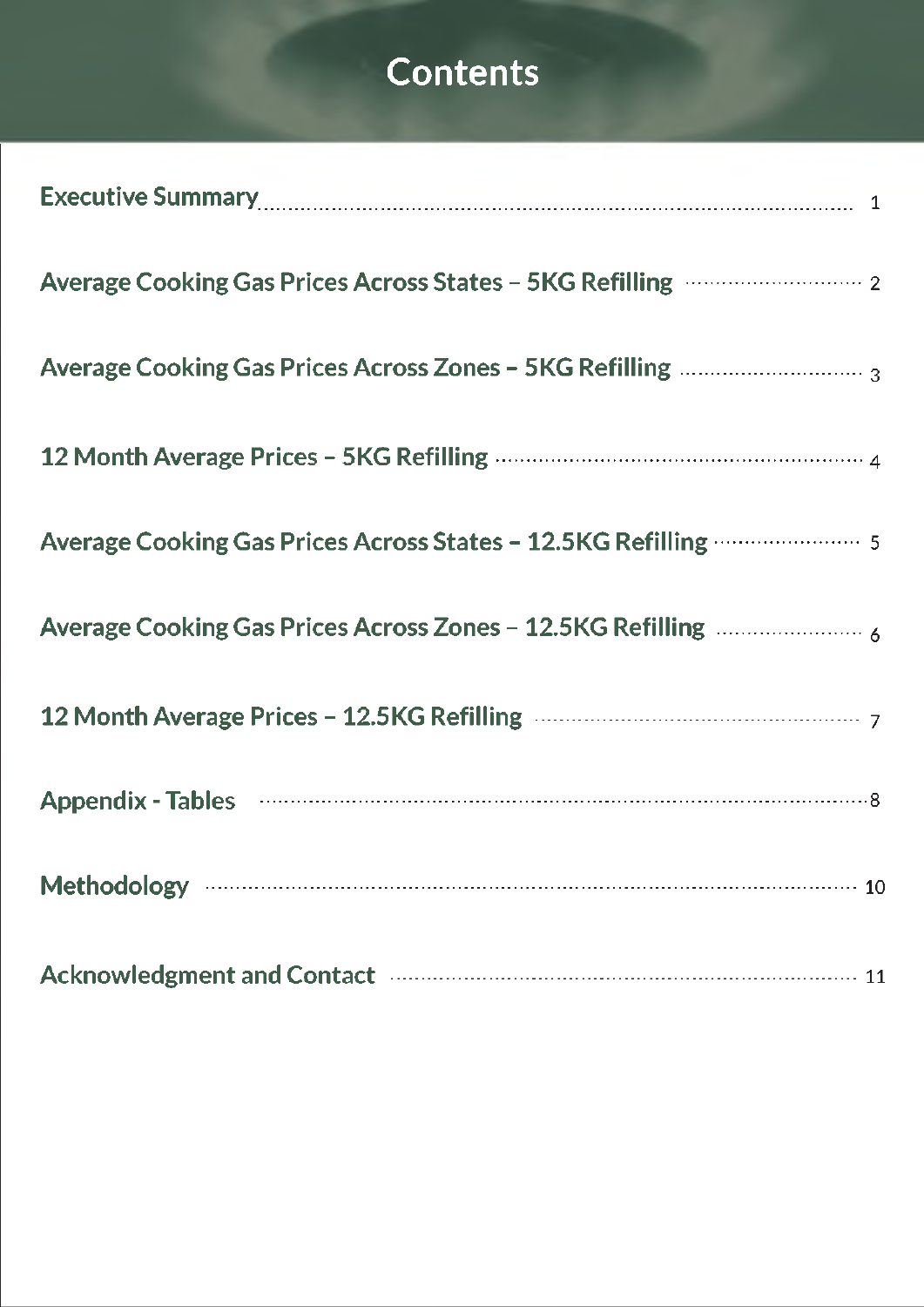# Contents

| Section | Page |
| --- | --- |
| Executive Summary | 1 |
| Average Cooking Gas Prices Across States – 5KG Refilling | 2 |
| Average Cooking Gas Prices Across Zones – 5KG Refilling | 3 |
| 12 Month Average Prices – 5KG Refilling | 4 |
| Average Cooking Gas Prices Across States – 12.5KG Refilling | 5 |
| Average Cooking Gas Prices Across Zones – 12.5KG Refilling | 6 |
| 12 Month Average Prices – 12.5KG Refilling | 7 |
| Appendix - Tables | 8 |
| Methodology | 10 |
| Acknowledgment and Contact | 11 |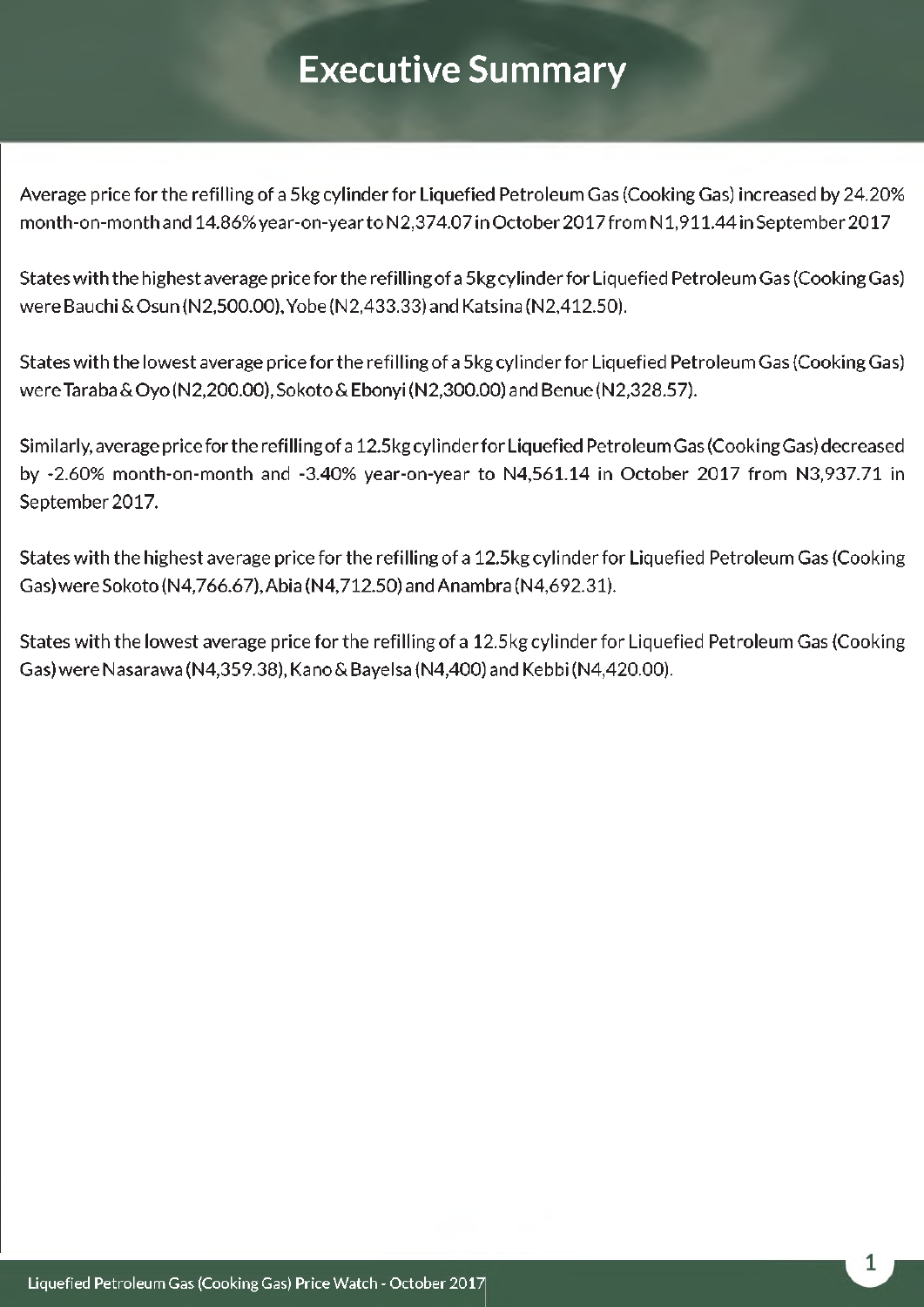# Executive Summary

Average price for the refilling of a 5kg cylinder for Liquefied Petroleum Gas (Cooking Gas) increased by 24.20% month-on-month and 14.86% year-on-year to N2,374.07 in October 2017 from N1,911.44 in September 2017

States with the highest average price for the refilling of a 5kg cylinder for Liquefied Petroleum Gas (Cooking Gas) were Bauchi & Osun (N2,500.00), Yobe (N2,433.33) and Katsina (N2,412.50).

States with the lowest average price for the refilling of a 5kg cylinder for Liquefied Petroleum Gas (Cooking Gas) were Taraba & Oyo (N2,200.00), Sokoto & Ebonyi (N2,300.00) and Benue (N2,328.57).

Similarly, average price for the refilling of a 12.5kg cylinder for Liquefied Petroleum Gas (Cooking Gas) decreased by -2.60% month-on-month and -3.40% year-on-year to N4,561.14 in October 2017 from N3,937.71 in September 2017.

States with the highest average price for the refilling of a 12.5kg cylinder for Liquefied Petroleum Gas (Cooking Gas) were Sokoto (N4,766.67), Abia (N4,712.50) and Anambra (N4,692.31).

States with the lowest average price for the refilling of a 12.5kg cylinder for Liquefied Petroleum Gas (Cooking Gas) were Nasarawa (N4,359.38), Kano & Bayelsa (N4,400) and Kebbi (N4,420.00).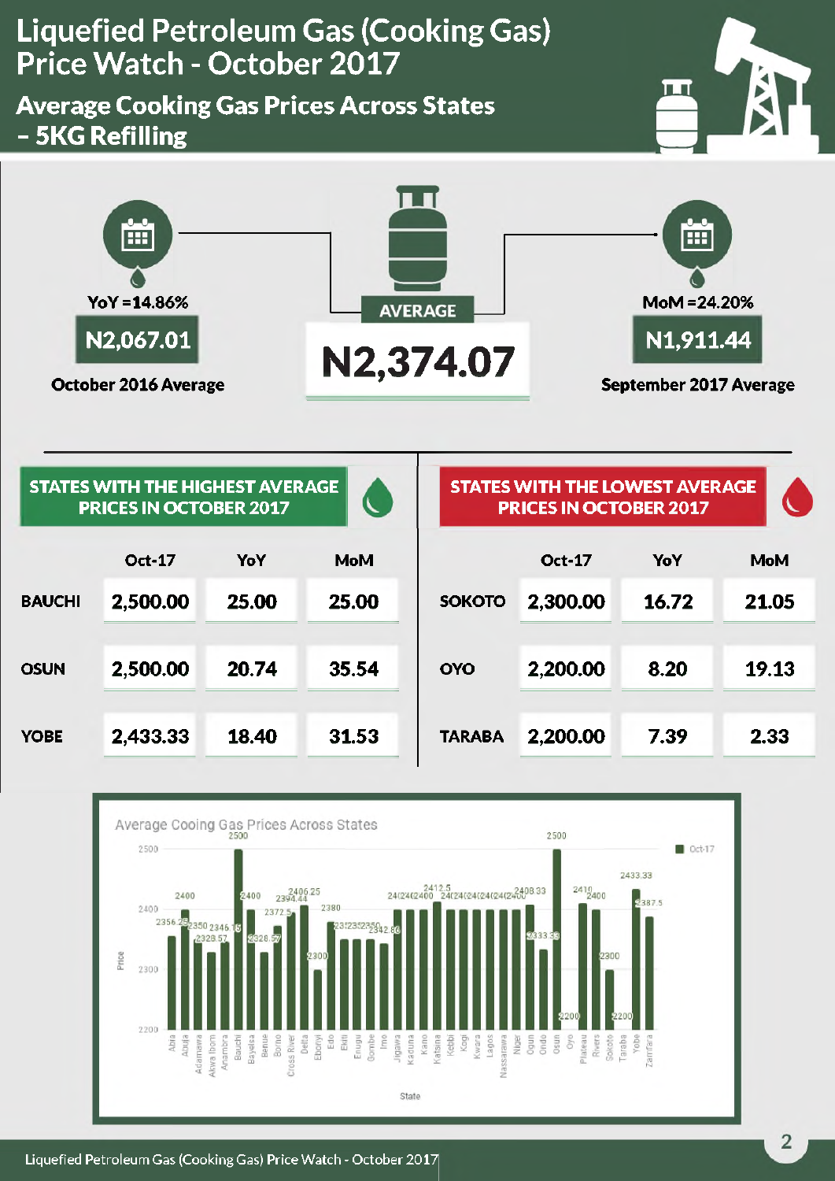# Liquefied Petroleum Gas (Cooking Gas) Price Watch - October 2017

## Average Cooking Gas Prices Across States – 5KG Refilling

**AVERAGE**

**N2,374.07**

YoY =14.86%

**N2,067.01**

October 2016 Average

MoM =24.20%

**N1,911.44**

September 2017 Average

### STATES WITH THE HIGHEST AVERAGE PRICES IN OCTOBER 2017

| | Oct-17 | YoY | MoM |
|---|---|---|---|
| BAUCHI | 2,500.00 | 25.00 | 25.00 |
| OSUN | 2,500.00 | 20.74 | 35.54 |
| YOBE | 2,433.33 | 18.40 | 31.53 |

### STATES WITH THE LOWEST AVERAGE PRICES IN OCTOBER 2017

| | Oct-17 | YoY | MoM |
|---|---|---|---|
| SOKOTO | 2,300.00 | 16.72 | 21.05 |
| OYO | 2,200.00 | 8.20 | 19.13 |
| TARABA | 2,200.00 | 7.39 | 2.33 |

Average Cooing Gas Prices Across States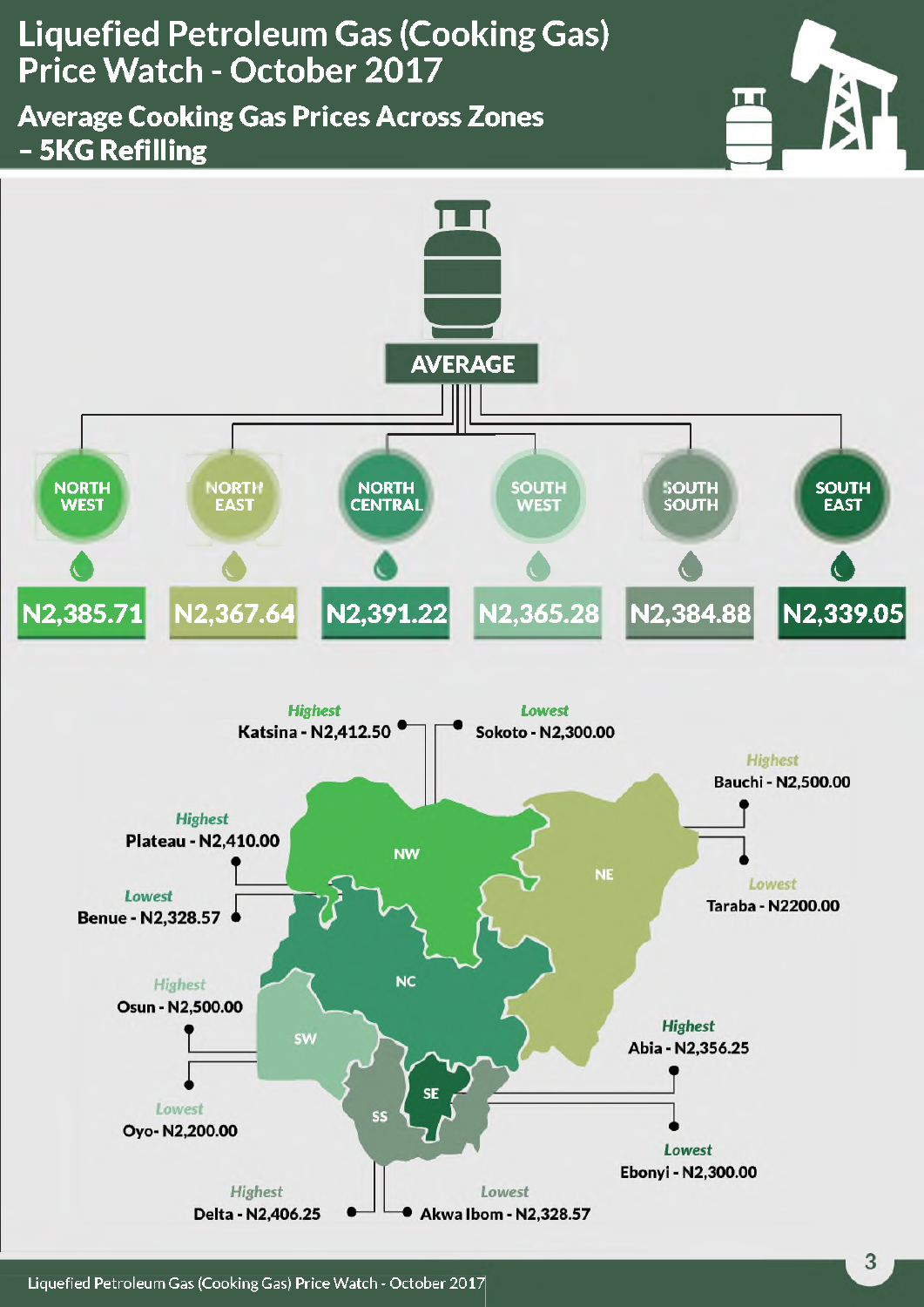# Liquefied Petroleum Gas (Cooking Gas) Price Watch - October 2017

## Average Cooking Gas Prices Across Zones – 5KG Refilling

**AVERAGE**

| NORTH WEST | NORTH EAST | NORTH CENTRAL | SOUTH WEST | SOUTH SOUTH | SOUTH EAST |
|---|---|---|---|---|---|
| N2,385.71 | N2,367.64 | N2,391.22 | N2,365.28 | N2,384.88 | N2,339.05 |

| Zone | Highest | Lowest |
|---|---|---|
| NW | Katsina - N2,412.50 | Sokoto - N2,300.00 |
| NE | Bauchi - N2,500.00 | Taraba - N2200.00 |
| NC | Plateau - N2,410.00 | Benue - N2,328.57 |
| SW | Osun - N2,500.00 | Oyo- N2,200.00 |
| SE | Abia - N2,356.25 | Ebonyi - N2,300.00 |
| SS | Delta - N2,406.25 | Akwa Ibom - N2,328.57 |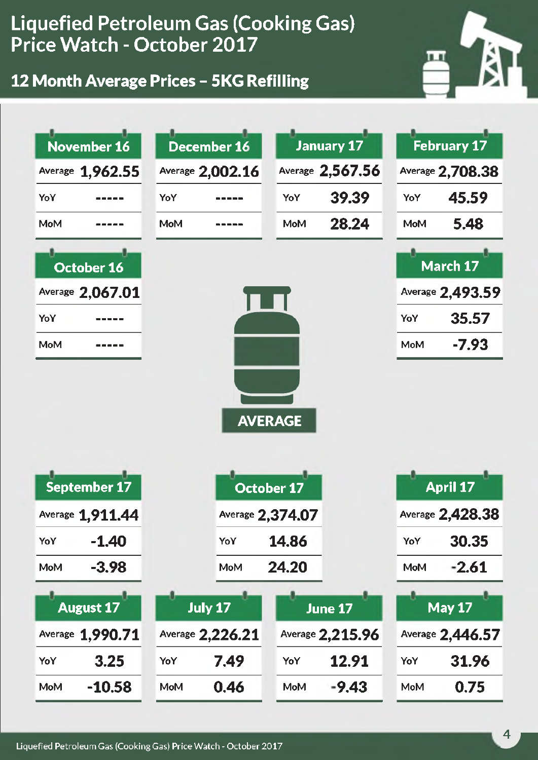# Liquefied Petroleum Gas (Cooking Gas) Price Watch - October 2017

## 12 Month Average Prices – 5KG Refilling

| Month | Average | YoY | MoM |
|---|---|---|---|
| October 16 | 2,067.01 | ----- | ----- |
| November 16 | 1,962.55 | ----- | ----- |
| December 16 | 2,002.16 | ----- | ----- |
| January 17 | 2,567.56 | 39.39 | 28.24 |
| February 17 | 2,708.38 | 45.59 | 5.48 |
| March 17 | 2,493.59 | 35.57 | -7.93 |
| April 17 | 2,428.38 | 30.35 | -2.61 |
| May 17 | 2,446.57 | 31.96 | 0.75 |
| June 17 | 2,215.96 | 12.91 | -9.43 |
| July 17 | 2,226.21 | 7.49 | 0.46 |
| August 17 | 1,990.71 | 3.25 | -10.58 |
| September 17 | 1,911.44 | -1.40 | -3.98 |
| October 17 | 2,374.07 | 14.86 | 24.20 |

AVERAGE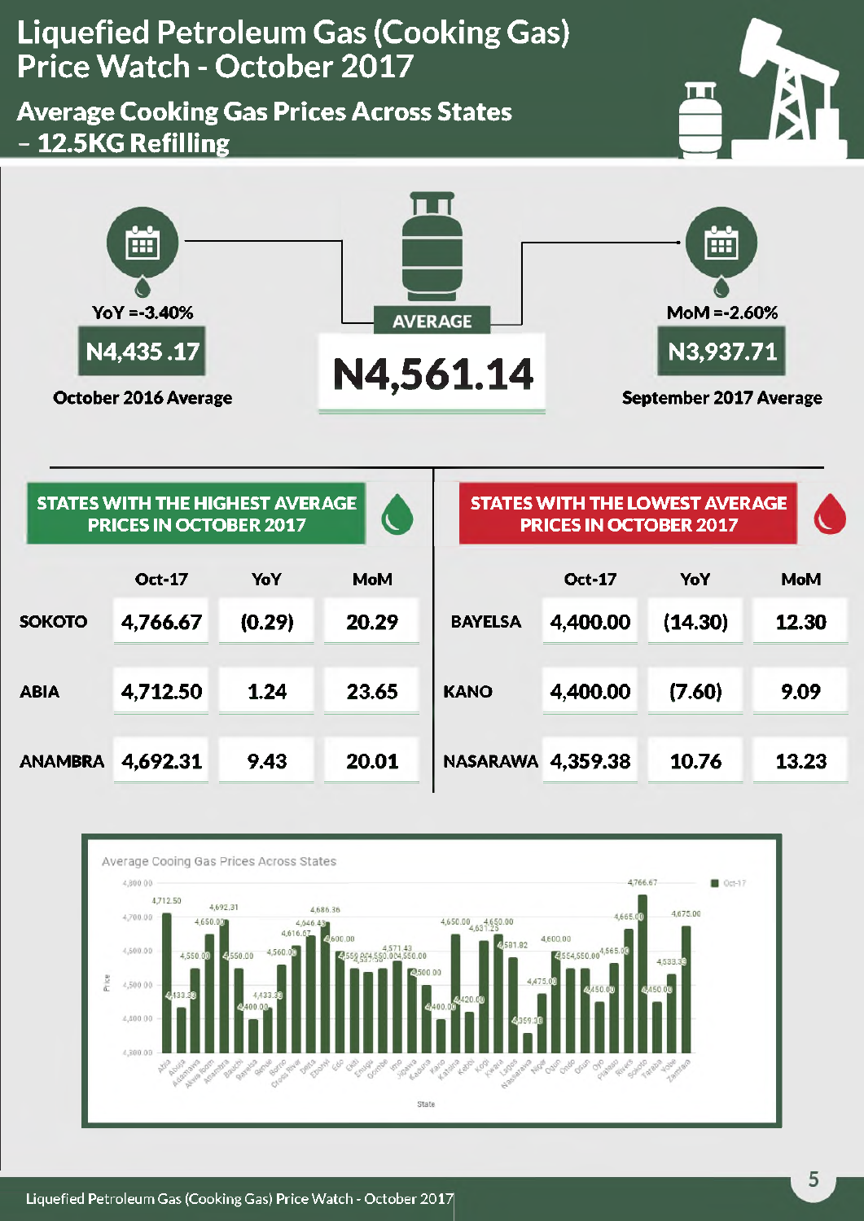# Liquefied Petroleum Gas (Cooking Gas) Price Watch - October 2017

## Average Cooking Gas Prices Across States – 12.5KG Refilling

**AVERAGE**

**N4,561.14**

YoY =-3.40%

**N4,435 .17**

October 2016 Average

MoM =-2.60%

**N3,937.71**

September 2017 Average

### STATES WITH THE HIGHEST AVERAGE PRICES IN OCTOBER 2017

| | Oct-17 | YoY | MoM |
|---|---|---|---|
| SOKOTO | 4,766.67 | (0.29) | 20.29 |
| ABIA | 4,712.50 | 1.24 | 23.65 |
| ANAMBRA | 4,692.31 | 9.43 | 20.01 |

### STATES WITH THE LOWEST AVERAGE PRICES IN OCTOBER 2017

| | Oct-17 | YoY | MoM |
|---|---|---|---|
| BAYELSA | 4,400.00 | (14.30) | 12.30 |
| KANO | 4,400.00 | (7.60) | 9.09 |
| NASARAWA | 4,359.38 | 10.76 | 13.23 |

Average Cooing Gas Prices Across States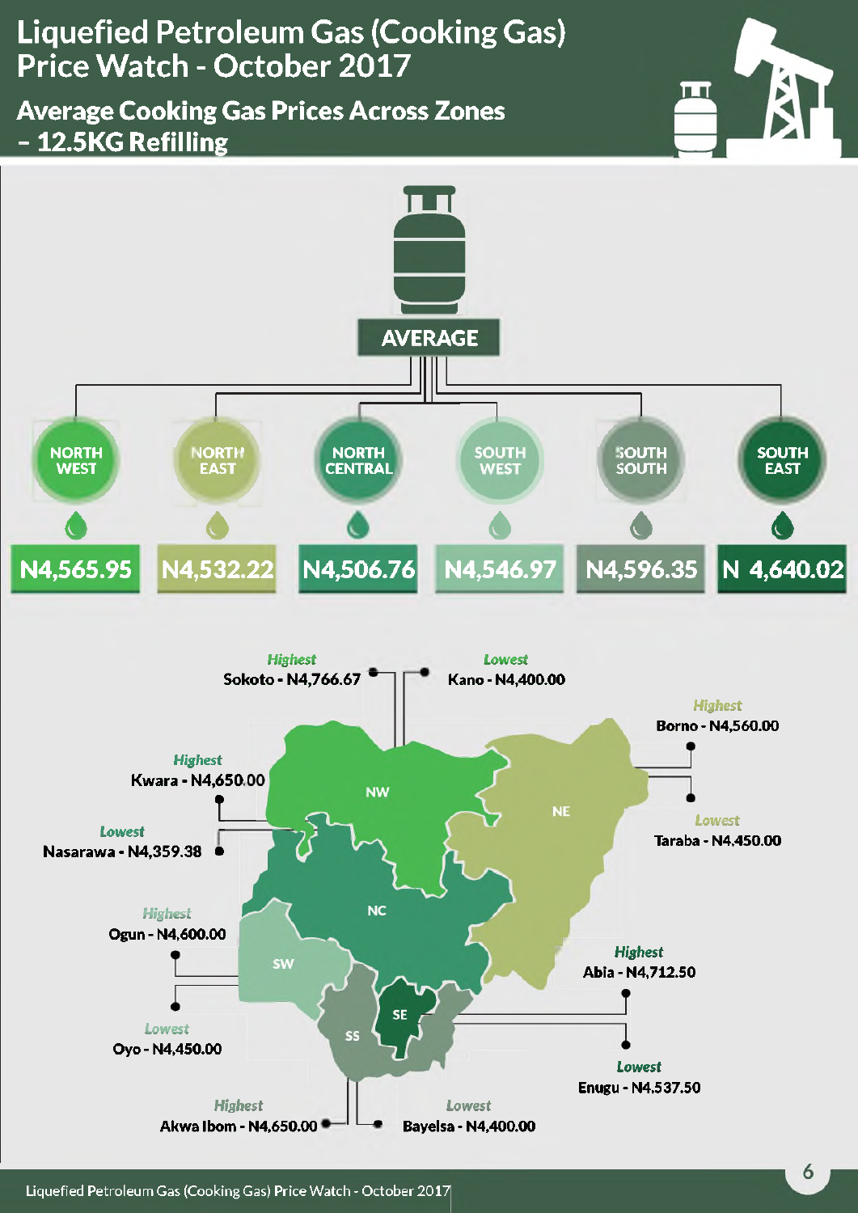# Liquefied Petroleum Gas (Cooking Gas) Price Watch - October 2017

## Average Cooking Gas Prices Across Zones – 12.5KG Refilling

**AVERAGE**

| NORTH WEST | NORTH EAST | NORTH CENTRAL | SOUTH WEST | SOUTH SOUTH | SOUTH EAST |
|---|---|---|---|---|---|
| N4,565.95 | N4,532.22 | N4,506.76 | N4,546.97 | N4,596.35 | N 4,640.02 |

| Zone | Highest | Lowest |
|---|---|---|
| NW | Sokoto - N4,766.67 | Kano - N4,400.00 |
| NE | Borno - N4,560.00 | Taraba - N4,450.00 |
| NC | Kwara - N4,650.00 | Nasarawa - N4,359.38 |
| SW | Ogun - N4,600.00 | Oyo - N4,450.00 |
| SE | Abia - N4,712.50 | Enugu - N4,537.50 |
| SS | Akwa Ibom - N4,650.00 | Bayelsa - N4,400.00 |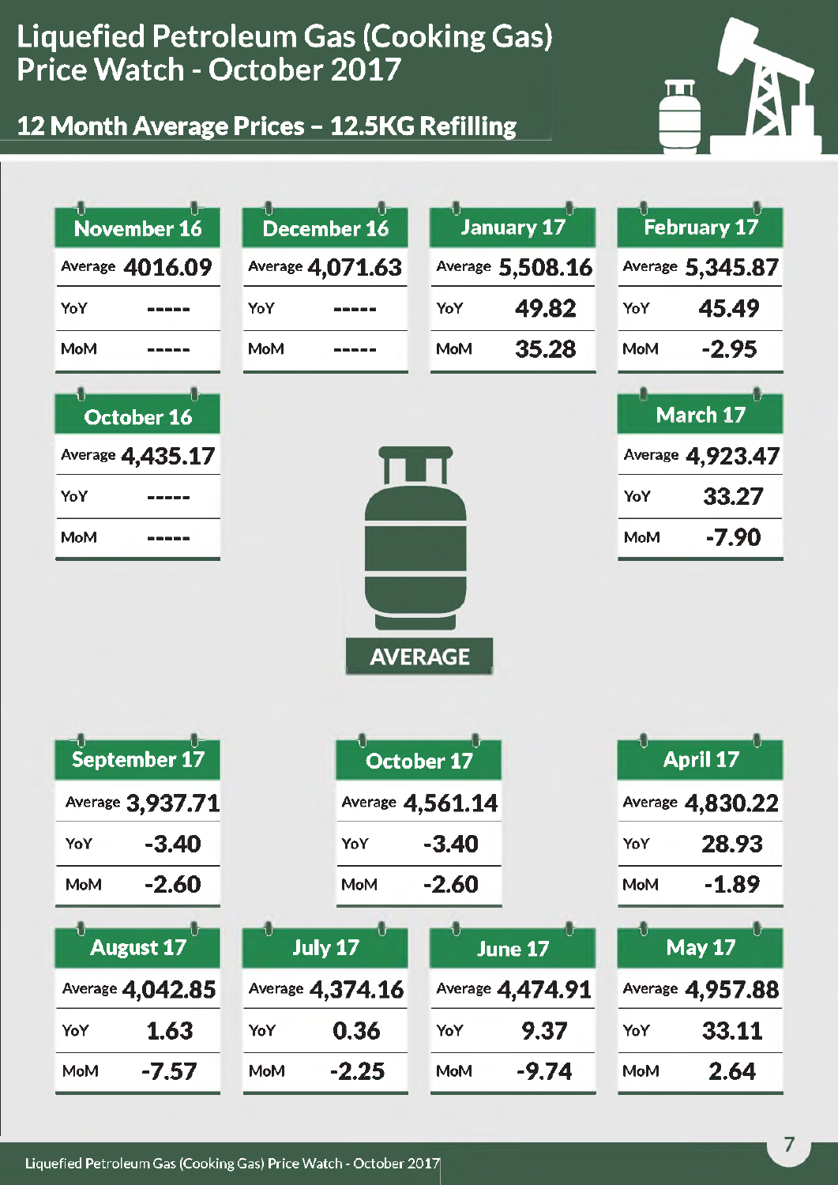# Liquefied Petroleum Gas (Cooking Gas) Price Watch - October 2017

## 12 Month Average Prices – 12.5KG Refilling

| Month | Average | YoY | MoM |
|---|---|---|---|
| October 16 | 4,435.17 | ----- | ----- |
| November 16 | 4016.09 | ----- | ----- |
| December 16 | 4,071.63 | ----- | ----- |
| January 17 | 5,508.16 | 49.82 | 35.28 |
| February 17 | 5,345.87 | 45.49 | -2.95 |
| March 17 | 4,923.47 | 33.27 | -7.90 |
| April 17 | 4,830.22 | 28.93 | -1.89 |
| May 17 | 4,957.88 | 33.11 | 2.64 |
| June 17 | 4,474.91 | 9.37 | -9.74 |
| July 17 | 4,374.16 | 0.36 | -2.25 |
| August 17 | 4,042.85 | 1.63 | -7.57 |
| September 17 | 3,937.71 | -3.40 | -2.60 |
| October 17 | 4,561.14 | -3.40 | -2.60 |

AVERAGE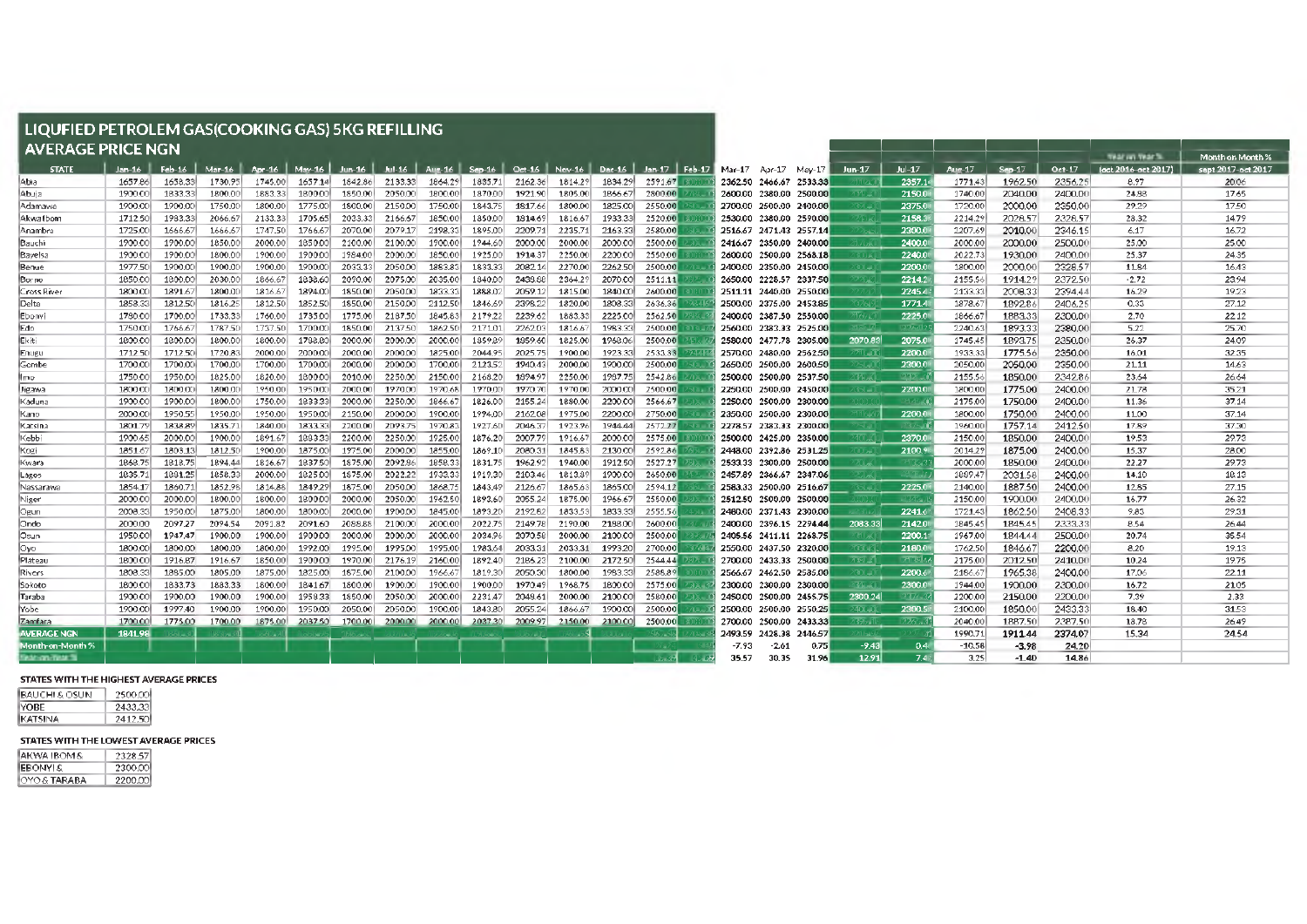# LIQUFIED PETROLEM GAS(COOKING GAS) 5KG REFILLING AVERAGE PRICE NGN

| STATE | Jan-16 | Feb-16 | Mar-16 | Apr-16 | May-16 | Jun-16 | Jul-16 | Aug-16 | Sep-16 | Oct-16 | Nov-16 | Dec-16 | Jan-17 | Feb-17 | Mar-17 | Apr-17 | May-17 | Jun-17 | Jul-17 | Aug-17 | Sep-17 | Oct-17 | Year on Year % (oct 2016-oct 2017) | Month on Month % sept 2017-oct 2017 |
|---|---|---|---|---|---|---|---|---|---|---|---|---|---|---|---|---|---|---|---|---|---|---|---|---|
| Abia | 1657.86 | 1658.33 | 1730.95 | 1745.00 | 1657.14 | 1642.86 | 2133.33 | 1864.29 | 1883.71 | 2162.36 | 1814.29 | 1834.29 | 2371.67 | | 2362.50 | 2466.67 | 2533.33 | | 2357.14 | 1771.43 | 1962.50 | 2356.25 | 8.97 | 20.06 |
| Abuja | 1900.00 | 1833.33 | 1800.00 | 1833.33 | 1800.00 | 1850.00 | 2050.00 | 1800.00 | 1870.00 | 1921.90 | 1805.00 | 1866.67 | 2800.00 | | 2600.00 | 2380.00 | 2500.00 | | 2150.00 | 1740.00 | 2040.00 | 2400.00 | 24.98 | 17.65 |
| Adamawa | 1900.00 | 1900.00 | 1750.00 | 1800.00 | 1775.00 | 1800.00 | 2150.00 | 1750.00 | 1843.75 | 1817.66 | 1800.00 | 1825.00 | 2550.00 | | 2700.00 | 2600.00 | 2400.00 | | 2375.00 | 1720.00 | 2000.00 | 2350.00 | 29.29 | 17.50 |
| Akwa Ibom | 1712.50 | 1983.33 | 2066.67 | 2133.33 | 1705.65 | 2033.33 | 2166.67 | 1850.00 | 1850.00 | 1814.69 | 1816.67 | 1933.33 | 2520.00 | | 2530.00 | 2380.00 | 2590.00 | | 2158.33 | 2214.29 | 2028.57 | 2328.57 | 28.32 | 14.79 |
| Anambra | 1725.00 | 1666.67 | 1666.67 | 1747.50 | 1766.67 | 2070.00 | 2079.17 | 2198.33 | 1895.00 | 2209.71 | 2235.71 | 2163.33 | 2580.00 | | 2516.67 | 2471.43 | 2557.14 | | 2300.00 | 2207.69 | 2010.00 | 2346.15 | 6.17 | 16.72 |
| Bauchi | 1900.00 | 1900.00 | 1850.00 | 2000.00 | 1850.00 | 2100.00 | 2100.00 | 1900.00 | 1944.60 | 2000.00 | 2000.00 | 2000.00 | 2500.00 | | 2416.67 | 2350.00 | 2400.00 | | 2400.00 | 2000.00 | 2000.00 | 2500.00 | 25.00 | 25.00 |
| Bayelsa | 1900.00 | 1900.00 | 1800.00 | 1900.00 | 1900.00 | 1984.00 | 2000.00 | 1850.00 | 1925.00 | 1914.37 | 2250.00 | 2200.00 | 2550.00 | | 2600.00 | 2500.00 | 2568.18 | | 2240.00 | 2022.73 | 1930.00 | 2400.00 | 25.37 | 24.35 |
| Benue | 1977.50 | 1900.00 | 1900.00 | 1900.00 | 1900.00 | 2033.33 | 2050.00 | 1883.83 | 1833.33 | 2082.14 | 2270.00 | 2262.50 | 2500.00 | | 2400.00 | 2350.00 | 2450.00 | | 2200.00 | 1800.00 | 2000.00 | 2328.57 | 11.84 | 16.43 |
| Borno | 1850.00 | 1800.00 | 2030.00 | 1866.67 | 1838.60 | 2090.00 | 2075.00 | 2035.00 | 1840.00 | 2438.88 | 2364.29 | 2070.00 | 2511.11 | | 2650.00 | 2228.57 | 2337.50 | | 2214.29 | 2155.56 | 1914.29 | 2372.50 | -2.72 | 23.94 |
| Cross River | 1800.00 | 1891.67 | 1800.00 | 1816.67 | 1494.00 | 1850.00 | 2050.00 | 1833.33 | 1888.07 | 2059.12 | 1815.00 | 1840.00 | 2600.00 | | 2511.11 | 2440.00 | 2550.00 | | 2245.45 | 2133.33 | 2008.33 | 2394.44 | 16.29 | 19.23 |
| Delta | 1858.33 | 1812.50 | 1816.25 | 1812.50 | 1852.50 | 1850.00 | 2150.00 | 2112.50 | 1846.69 | 2398.22 | 1820.00 | 1808.33 | 2636.36 | | 2500.00 | 2375.00 | 2453.85 | | 1771.43 | 1878.67 | 1892.86 | 2406.25 | 0.33 | 27.12 |
| Ebonyi | 1780.00 | 1700.00 | 1733.33 | 1760.00 | 1733.00 | 1775.00 | 2187.50 | 1845.83 | 2179.22 | 2239.62 | 1883.33 | 2225.00 | 2562.50 | | 2400.00 | 2387.50 | 2550.00 | | 2225.00 | 1866.67 | 1883.33 | 2300.00 | 2.70 | 22.12 |
| Edo | 1750.00 | 1766.67 | 1787.50 | 1737.50 | 1700.00 | 1850.00 | 2137.50 | 1862.50 | 2171.01 | 2262.03 | 1816.67 | 1983.33 | 2500.00 | | 2560.00 | 2383.33 | 2525.00 | | | 2240.63 | 1893.33 | 2380.00 | 5.22 | 25.70 |
| Ekiti | 1800.00 | 1800.00 | 1800.00 | 1800.00 | 1708.80 | 2000.00 | 2000.00 | 2000.00 | 1859.89 | 1859.60 | 1825.00 | 1960.06 | 2500.00 | | 2580.00 | 2477.78 | 2305.00 | 2070.88 | 2075.00 | 1745.45 | 1893.75 | 2350.00 | 26.37 | 24.09 |
| Enugu | 1712.50 | 1712.50 | 1720.83 | 2000.00 | 2000.00 | 2000.00 | 1800.00 | 1825.00 | 2044.35 | 2025.75 | 1900.00 | 1923.33 | 2533.33 | | 2570.00 | 2480.00 | 2562.50 | | 2200.00 | 1933.33 | 1775.56 | 2350.00 | 16.01 | 32.35 |
| Gombe | 1700.00 | 1700.00 | 1700.00 | 1700.00 | 1700.00 | 2000.00 | 2000.00 | 1700.00 | 2123.53 | 1940.43 | 2000.00 | 1900.00 | 2500.00 | | 2650.00 | 2500.00 | 2600.50 | | 2300.00 | 2050.00 | 2050.00 | 2350.00 | 21.11 | 14.63 |
| Imo | 1750.00 | 1950.00 | 1825.00 | 1820.00 | 1800.00 | 2010.00 | 2250.00 | 2150.00 | 2168.20 | 1894.97 | 2250.00 | 1987.75 | 2542.86 | | 2500.00 | 2500.00 | 2537.50 | | | 2155.56 | 1850.00 | 2342.86 | 23.64 | 26.64 |
| Jigawa | 1800.00 | 1800.00 | 1800.00 | 1950.00 | 1950.00 | 2000.00 | 1970.00 | 1970.68 | 1970.00 | 1970.70 | 1970.00 | 2000.00 | 2500.00 | | 2250.00 | 2500.00 | 2450.00 | | 2200.00 | 1800.00 | 1775.00 | 2400.00 | 21.78 | 35.21 |
| Kaduna | 1900.00 | 1900.00 | 1800.00 | 1750.00 | 1833.33 | 2000.00 | 2250.00 | 1866.67 | 1826.00 | 2155.24 | 1890.00 | 2200.00 | 2566.67 | | 2250.00 | 2500.00 | 2300.00 | | | 2175.00 | 1750.00 | 2400.00 | 11.36 | 37.14 |
| Kano | 2000.00 | 1950.55 | 1950.00 | 1950.00 | 1950.00 | 2150.00 | 2000.00 | 1900.00 | 1994.00 | 2162.08 | 1975.00 | 2200.00 | 2750.00 | | 2350.00 | 2500.00 | 2300.00 | | 2200.00 | 1800.00 | 1750.00 | 2400.00 | 11.00 | 37.14 |
| Katsina | 1801.79 | 1838.89 | 1835.71 | 1840.00 | 1833.33 | 2200.00 | 2093.75 | 1970.83 | 1927.60 | 2046.37 | 1923.96 | 1944.44 | 2572.27 | | 2278.57 | 2383.33 | 2300.00 | | | 1960.00 | 1757.14 | 2412.50 | 17.89 | 37.30 |
| Kebbi | 1900.65 | 2000.00 | 1900.00 | 1891.67 | 1883.33 | 2200.00 | 2250.00 | 1925.00 | 1876.20 | 2007.79 | 1916.67 | 2000.00 | 2575.00 | | 2500.00 | 2425.00 | 2350.00 | | 2370.00 | 2150.00 | 1850.00 | 2400.00 | 19.53 | 29.73 |
| Kogi | 1851.67 | 1893.13 | 1812.50 | 1900.00 | 1875.00 | 1975.00 | 2000.00 | 1855.00 | 1869.10 | 2080.31 | 1845.83 | 2130.00 | 2592.86 | | 2448.00 | 2392.86 | 2531.25 | | 2100.00 | 2014.29 | 1875.00 | 2400.00 | 15.37 | 28.00 |
| Kwara | 1868.75 | 1818.75 | 1894.44 | 1816.67 | 1837.50 | 1875.00 | 2092.86 | 1858.33 | 1831.75 | 1962.92 | 1940.00 | 1912.50 | 2527.27 | | 2533.33 | 2300.00 | 2500.00 | | | 2000.00 | 1850.00 | 2400.00 | 22.27 | 29.73 |
| Lagos | 1835.71 | 1881.25 | 1858.33 | 2000.00 | 1825.00 | 1875.00 | 2022.22 | 1933.33 | 1919.30 | 2103.46 | 1813.89 | 1900.00 | 2650.00 | | 2457.89 | 2366.67 | 2347.06 | | | 1889.47 | 2031.58 | 2400.00 | 14.10 | 18.13 |
| Nassarawa | 1854.17 | 1860.71 | 1852.38 | 1816.88 | 1849.29 | 1875.00 | 2050.00 | 1868.75 | 1843.49 | 2126.67 | 1865.63 | 1865.00 | 2594.12 | | 2583.33 | 2500.00 | 2516.67 | | 2225.00 | 2140.00 | 1887.50 | 2400.00 | 12.85 | 27.15 |
| Niger | 2000.00 | 2000.00 | 1800.00 | 1800.00 | 1800.00 | 2000.00 | 2050.00 | 1962.50 | 1893.60 | 2055.24 | 1875.00 | 1966.67 | 2550.00 | | 2512.50 | 2500.00 | 2500.00 | | | 2150.00 | 1900.00 | 2400.00 | 16.77 | 26.32 |
| Ogun | 2008.33 | 1950.00 | 1875.00 | 1800.00 | 1800.00 | 2000.00 | 1900.00 | 1845.00 | 1893.20 | 2192.62 | 1833.53 | 1833.33 | 2555.56 | | 2480.00 | 2371.43 | 2300.00 | | 2241.67 | 1721.43 | 1862.50 | 2408.33 | 9.83 | 29.31 |
| Ondo | 2000.00 | 2097.27 | 2094.54 | 2091.82 | 2091.60 | 2088.88 | 2100.00 | 2000.00 | 2022.75 | 2149.78 | 2190.00 | 2198.00 | 2600.00 | | 2400.00 | 2396.15 | 2294.44 | 2083.33 | 2142.00 | 1845.45 | 1845.45 | 2333.33 | 8.54 | 26.44 |
| Osun | 1950.00 | 1947.47 | 1900.00 | 1900.00 | 1900.00 | 2000.00 | 2000.00 | 2000.00 | 2024.96 | 2070.58 | 2000.00 | 2100.00 | 2500.00 | | 2405.56 | 2411.11 | 2268.75 | | 2200.13 | 1947.00 | 1844.44 | 2500.00 | 20.74 | 35.54 |
| Oyo | 1800.00 | 1800.00 | 1800.00 | 1800.00 | 1992.00 | 1995.00 | 1995.00 | 1995.00 | 1983.64 | 2033.31 | 2033.31 | 1993.20 | 2700.00 | | 2550.00 | 2437.50 | 2320.00 | | 2180.00 | 1762.50 | 1846.67 | 2200.00 | 8.20 | 19.13 |
| Plateau | 1800.00 | 1916.87 | 1916.67 | 1850.00 | 1900.00 | 1970.00 | 2176.19 | 2160.00 | 1892.40 | 2185.23 | 2100.00 | 2172.50 | 2544.44 | | 2700.00 | 2433.33 | 2500.00 | | | 2175.00 | 2012.50 | 2410.00 | 10.24 | 19.75 |
| Rivers | 1808.33 | 1885.00 | 1805.00 | 1875.00 | 1825.00 | 1675.00 | 2100.00 | 1966.67 | 1819.30 | 2050.50 | 1800.00 | 1983.33 | 2586.89 | | 2566.67 | 2462.50 | 2585.00 | | 2200.00 | 2164.67 | 1965.38 | 2400.00 | 17.06 | 22.11 |
| Sokoto | 1800.00 | 1833.73 | 1883.33 | 1800.00 | 1841.67 | 1800.00 | 1900.00 | 1900.00 | 1900.00 | 1970.49 | 1968.75 | 1800.00 | 2575.00 | | 2300.00 | 2300.00 | 2300.00 | | 2300.00 | 1944.00 | 1900.00 | 2300.00 | 16.72 | 21.05 |
| Taraba | 1900.00 | 1900.00 | 1900.00 | 1900.00 | 1959.33 | 1850.00 | 2050.00 | 2000.00 | 2231.47 | 2048.61 | 2000.00 | 2100.00 | 2580.00 | | 2450.00 | 2500.00 | 2455.75 | 2300.24 | | 2200.00 | 2150.00 | 2200.00 | 7.39 | 2.33 |
| Yobe | 1900.00 | 1997.40 | 1900.00 | 1900.00 | 1950.00 | 2050.00 | 2050.00 | 1900.00 | 1843.80 | 2055.24 | 1866.67 | 1900.00 | 2500.00 | | 2500.00 | 2500.00 | 2550.25 | | 2300.00 | 2100.00 | 1850.00 | 2433.33 | 18.40 | 31.53 |
| Zamfara | 1700.00 | 1775.00 | 1700.00 | 1875.00 | 2037.50 | 1700.00 | 2000.00 | 2000.00 | 2037.30 | 2009.97 | 2150.00 | 2100.00 | 2500.00 | | 2700.00 | 2500.00 | 2433.33 | | | 2040.00 | 1887.50 | 2387.50 | 18.78 | 26.49 |
| **AVERAGE NGN** | 1841.98 | | | | | | | | | | | | | | 2493.59 | 2428.38 | 2446.57 | | | 1990.71 | 1911.44 | 2374.07 | 15.34 | 24.54 |
| **Month-on-Month %** | | | | | | | | | | | | | | | -7.93 | -2.61 | 0.75 | -9.43 | 0.4 | -10.58 | -3.98 | 24.20 | | |
| **Year-on-Year %** | | | | | | | | | | | | | | | 35.57 | 30.35 | 31.96 | 12.91 | 7.4 | 3.25 | -1.40 | 14.86 | | |

**STATES WITH THE HIGHEST AVERAGE PRICES**

| | |
|---|---|
| BAUCHI & OSUN | 2500.00 |
| YOBE | 2433.33 |
| KATSINA | 2412.50 |

**STATES WITH THE LOWEST AVERAGE PRICES**

| | |
|---|---|
| AKWA IBOM & | 2328.57 |
| EBONYI & | 2300.00 |
| OYO & TARABA | 2200.00 |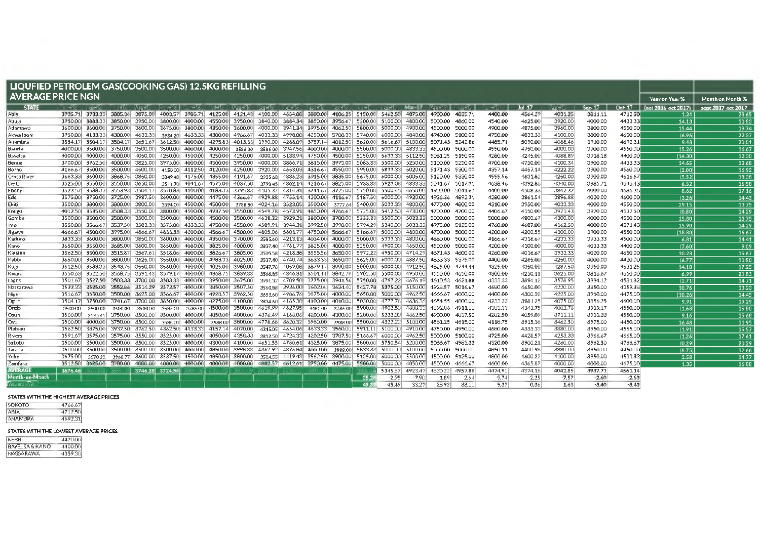# LIQUFIED PETROLEM GAS(COOKING GAS) 12.5KG REFILLING AVERAGE PRICE NGN

| STATE | Jan-16 | Feb-16 | Mar-16 | Apr-16 | May-16 | Jun-16 | Jul-16 | Aug-16 | Sep-16 | Oct-16 | Nov-16 | Dec-16 | Jan-17 | Feb-17 | Mar-17 | Apr-17 | May-17 | Jun-17 | Jul-17 | Aug-17 | Sep-17 | Oct-17 | Year on Year % (oct 2016-oct 2017) | Month on Month % sept 2017-oct 2017 |
|---|---|---|---|---|---|---|---|---|---|---|---|---|---|---|---|---|---|---|---|---|---|---|---|---|
| Abia | 3935.71 | 3933.33 | 3805.36 | 3875.00 | 4003.57 | 3985.71 | 4125.00 | 4121.43 | 4100.00 | 4654.88 | 3800.00 | 4106.25 | 5150.00 | 5462.50 | 4875.00 | 4700.00 | 4835.71 | 4400.00 | 4564.29 | 4031.25 | 3811.11 | 4712.50 | 1.24 | 23.65 |
| Abuja | 3950.00 | 3883.33 | 3850.00 | 3950.00 | 3800.00 | 4000.00 | 4550.00 | 3950.00 | 3840.00 | 3884.34 | 3850.00 | 3956.67 | 5200.00 | 5100.00 | 4800.00 | 5000.00 | 4860.00 | 4540.00 | 4625.00 | 3920.00 | 4000.00 | 4433.33 | 14.13 | 10.83 |
| Adamawa | 3600.00 | 3600.00 | 3750.00 | 3600.00 | 3675.00 | 3800.00 | 4350.00 | 3600.00 | 4000.00 | 3941.34 | 3975.00 | 4062.50 | 5800.00 | 5000.00 | 4900.00 | 4500.00 | 5000.00 | 4900.00 | 4875.00 | 3960.00 | 3800.00 | 4550.00 | 15.44 | 19.74 |
| Akwa Ibom | 3950.00 | 4133.33 | 4300.00 | 4633.33 | 3934.20 | 4633.33 | 4300.00 | 4966.67 | 4033.33 | 4998.00 | 4250.00 | 5708.33 | 5740.00 | 6000.00 | 4840.00 | 4740.00 | 5100.00 | 4750.00 | 4833.33 | 4100.00 | 3800.00 | 4650.00 | (6.96) | 22.37 |
| Anambra | 3554.17 | 3504.17 | 3504.17 | 3651.67 | 3612.50 | 4000.00 | 4275.83 | 4013.33 | 3990.00 | 4288.09 | 3757.14 | 4012.50 | 5620.00 | 5616.67 | 5100.00 | 5071.43 | 5242.86 | 4485.71 | 5090.00 | 4088.46 | 3910.00 | 4692.31 | 9.43 | 20.01 |
| Bauchi | 4000.00 | 3500.00 | 3750.00 | 3500.00 | 3500.00 | 4000.00 | 4000.00 | 3586.00 | 3586.00 | 3947.56 | 4000.00 | 4000.00 | 5500.00 | 5000.00 | 4833.33 | 4500.00 | 5000.00 | 4550.00 | 4750.00 | 4000.00 | 3900.00 | 4550.00 | 15.26 | 16.67 |
| Bayelsa | 4000.00 | 4000.00 | 4000.00 | 4050.00 | 4250.00 | 4500.00 | 4250.00 | 4000.00 | 4000.00 | 5133.94 | 4750.00 | 4500.00 | 5250.00 | 5633.33 | 5112.50 | 5081.25 | 5150.00 | 4260.00 | 4245.00 | 4088.89 | 3916.18 | 4400.00 | (14.30) | 12.30 |
| Benue | 3700.00 | 3962.50 | 4000.00 | 3825.00 | 3975.00 | 4000.00 | 4500.00 | 3950.00 | 4000.00 | 3866.71 | 3815.00 | 3975.00 | 5083.33 | 5500.00 | 5250.00 | 5100.00 | 5250.00 | 4700.00 | 4750.00 | 4100.34 | 3900.00 | 4433.33 | 14.65 | 13.68 |
| Borno | 4166.67 | 3500.00 | 3500.00 | 4500.00 | 4150.00 | 4112.50 | 4120.00 | 4250.00 | 3920.00 | 4653.08 | 4316.67 | 4550.00 | 5950.00 | 5833.33 | 5020.00 | 5171.43 | 5300.00 | 4357.14 | 4457.14 | 4222.22 | 3900.00 | 4560.00 | (2.00) | 16.92 |
| Cross River | 3663.33 | 3600.00 | 3868.75 | 3850.00 | 3849.40 | 4175.00 | 4355.00 | 4191.67 | 3935.60 | 4886.23 | 3915.00 | 3835.00 | 5675.00 | 6000.00 | 5005.00 | 5120.00 | 5330.00 | 4555.56 | 4631.82 | 4250.00 | 3900.00 | 4616.67 | (5.52) | 18.38 |
| Delta | 3525.00 | 3550.00 | 3550.00 | 3650.00 | 3511.70 | 4041.67 | 4575.00 | 4037.50 | 3798.45 | 4362.14 | 4216.67 | 3825.00 | 5933.33 | 5923.08 | 4833.33 | 5041.67 | 5017.31 | 4638.46 | 4392.86 | 4340.00 | 3985.71 | 4646.43 | 6.52 | 16.58 |
| Ebonyi | 3523.57 | 3588.33 | 3553.93 | 3504.17 | 3570.83 | 4100.00 | 4183.33 | 3795.83 | 4105.37 | 4314.31 | 3741.67 | 3725.00 | 5750.00 | 5500.45 | 4650.00 | 4900.00 | 5041.67 | 4400.00 | 4508.33 | 3842.32 | 4000.00 | 4686.36 | 8.62 | 17.16 |
| Edo | 3575.00 | 3750.00 | 3725.00 | 3987.50 | 3600.00 | 4000.00 | 4475.00 | 4366.67 | 4929.88 | 4755.14 | 4200.00 | 4116.67 | 5187.50 | 6000.00 | 4920.00 | 4936.36 | 4892.31 | 4280.00 | 3861.54 | 3896.88 | 4020.00 | 4600.00 | (3.26) | 14.43 |
| Ekiti | 3500.00 | 3800.00 | 3800.00 | 3800.00 | 3594.00 | 4500.00 | 4500.00 | 3788.80 | 4024.16 | 3523.05 | 3500.00 | 3777.64 | 5400.00 | 5033.33 | 4800.00 | 4770.00 | 4600.00 | 4310.00 | 3950.00 | 4033.33 | 4000.00 | 4550.00 | 29.15 | 13.75 |
| Enugu | 4012.50 | 3535.00 | 3508.33 | 3550.00 | 3800.00 | 4500.00 | 4937.50 | 3550.00 | 4549.78 | 4573.91 | 4850.00 | 4766.67 | 5725.00 | 5412.50 | 4730.00 | 4700.00 | 4700.00 | 4406.67 | 4150.00 | 3971.43 | 3970.00 | 4537.50 | (0.80) | 14.29 |
| Gombe | 3500.00 | 3500.00 | 3500.00 | 3500.00 | 3500.00 | 4000.00 | 4500.00 | 3500.00 | 4638.32 | 3929.21 | 3800.00 | 3700.00 | 5333.33 | 5500.00 | 5033.33 | 5000.00 | 5000.00 | 5000.00 | 4800.67 | 4300.00 | 4000.00 | 4550.00 | 15.80 | 13.75 |
| Imo | 3550.00 | 3566.67 | 3537.50 | 3583.33 | 3575.00 | 4333.33 | 4750.00 | 4550.00 | 4589.91 | 3944.31 | 3972.50 | 3998.00 | 5794.29 | 5340.00 | 5033.33 | 4975.00 | 5125.00 | 4760.00 | 4487.00 | 4162.50 | 4000.00 | 4571.43 | 15.90 | 14.29 |
| Jigawa | 4666.67 | 4500.00 | 3995.00 | 4866.67 | 4833.33 | 4200.00 | 4566.67 | 4500.00 | 4805.06 | 5603.77 | 4750.00 | 5666.67 | 5166.67 | 5000.00 | 4800.00 | 4700.00 | 5000.00 | 4200.00 | 4200.55 | 4300.00 | 3900.00 | 4550.00 | (18.80) | 16.67 |
| Kaduna | 3833.33 | 3600.00 | 3800.00 | 3850.00 | 3600.00 | 4000.00 | 4350.00 | 3700.00 | 3595.60 | 4213.13 | 4034.00 | 4000.00 | 5000.00 | 5333.33 | 4800.00 | 4880.00 | 5000.00 | 4166.67 | 4316.67 | 4233.33 | 3933.33 | 4500.00 | 6.81 | 14.41 |
| Kano | 3650.00 | 3550.00 | 3685.00 | 3600.00 | 3650.00 | 4080.00 | 3825.00 | 4000.00 | 3837.40 | 4761.77 | 3825.00 | 4000.00 | 5250.00 | 4900.00 | 4650.00 | 4500.00 | 5000.00 | 4200.00 | 4100.00 | 4000.00 | 4033.33 | 4400.00 | (7.60) | 9.09 |
| Katsina | 3562.50 | 3500.00 | 3515.87 | 3567.61 | 3518.06 | 4000.00 | 3826.67 | 3805.00 | 3505.58 | 4218.38 | 3555.56 | 3650.00 | 5972.22 | 4950.00 | 4714.29 | 4671.43 | 4600.00 | 4260.00 | 4016.67 | 3933.33 | 4020.00 | 4650.00 | 10.23 | 15.67 |
| Kebbi | 3650.00 | 3500.00 | 3800.00 | 3625.00 | 3550.00 | 4000.00 | 4983.33 | 4025.00 | 3537.40 | 4740.74 | 3633.33 | 3650.00 | 5625.00 | 6000.00 | 4887.50 | 4833.33 | 5375.00 | 4400.00 | 4265.00 | 4250.00 | 4000.00 | 4420.00 | (6.77) | 10.50 |
| Kogi | 3512.50 | 3583.33 | 3543.75 | 3550.00 | 3560.00 | 4000.00 | 4025.00 | 3980.00 | 3547.76 | 4059.08 | 3879.17 | 3990.00 | 5000.00 | 5000.00 | 4912.50 | 4825.00 | 4744.44 | 4325.00 | 4350.00 | 4287.50 | 3950.00 | 4631.25 | 14.10 | 17.25 |
| Kwara | 3550.63 | 3522.50 | 3568.75 | 3591.43 | 3579.17 | 4000.00 | 4368.75 | 3839.38 | 3566.85 | 4346.31 | 3501.11 | 3842.78 | 5902.50 | 5500.00 | 4950.00 | 4550.00 | 4650.00 | 4300.00 | 4250.11 | 3625.00 | 3816.67 | 4650.00 | 6.99 | 21.83 |
| Lagos | 3501.67 | 3527.50 | 3503.33 | 3700.00 | 3503.33 | 4000.00 | 3950.00 | 3675.00 | 3991.32 | 4709.50 | 3775.00 | 3941.56 | 5750.00 | 4797.22 | 4676.19 | 4510.53 | 4621.88 | 4333.33 | 3894.12 | 3578.95 | 3994.12 | 4581.82 | (2.71) | 14.71 |
| Nassarawa | 3533.33 | 3525.00 | 3552.86 | 3514.29 | 3573.57 | 4000.00 | 3950.00 | 3507.50 | 3560.98 | 3936.00 | 3602.08 | 3624.40 | 5427.78 | 5375.00 | 5150.00 | 4928.57 | 5016.67 | 4680.00 | 4650.00 | 4220.00 | 3850.00 | 4359.38 | 10.76 | 13.23 |
| Niger | 3516.67 | 3650.00 | 3500.00 | 3625.00 | 3566.67 | 4000.00 | 4928.57 | 3962.50 | 3653.60 | 4986.76 | 3875.00 | 4000.00 | 5650.00 | 5000.00 | 4962.50 | 4666.67 | 4800.00 | 4400.00 | 4300.32 | 4225.00 | 3910.00 | 4475.00 | (10.26) | 14.45 |
| Ogun | 3504.17 | 3750.00 | 3741.67 | 3700.00 | 3850.00 | 4000.00 | 4275.00 | 4100.00 | 3834.60 | 4185.38 | 4100.00 | 4010.00 | 5030.00 | 4777.78 | 4636.36 | 4654.55 | 4600.00 | 4233.33 | 3981.25 | 4075.00 | 3856.25 | 4600.00 | 9.91 | 19.29 |
| Ondo | 3500.00 | 3500.00 | 3500.00 | 3500.00 | 3597.20 | 3786.00 | 4500.00 | 3500.00 | 4619.99 | 4627.95 | 4482.00 | 3786.00 | 5900.00 | 4902.50 | 4808.33 | 4892.86 | 4911.11 | 4383.33 | 4343.75 | 4002.78 | 3929.17 | 4550.00 | (1.68) | 15.80 |
| Osun | 3500.00 | 3595.45 | 3750.00 | 3500.00 | 3500.00 | 4000.00 | 4050.00 | 4000.00 | 4376.49 | 4168.06 | 4200.00 | 4300.00 | 5200.00 | 5233.33 | 4862.50 | 4900.00 | 4837.50 | 4282.50 | 4059.09 | 3711.11 | 3933.33 | 4550.00 | 9.16 | 15.68 |
| Oyo | 3500.00 | 4000.00 | 3750.00 | 3500.00 | 3596.00 | 4000.00 | 3988.00 | 3800.00 | 4776.68 | 3820.32 | 3980.00 | 3988.00 | 5500.00 | 4322.22 | 5100.00 | 4581.25 | 4615.00 | 4118.75 | 3915.38 | 3462.50 | 3975.00 | 4450.00 | 16.48 | 11.95 |
| Plateau | 3562.50 | 3875.00 | 3937.50 | 3762.50 | 4362.50 | 4133.33 | 4157.14 | 4070.00 | 4345.05 | 4654.06 | 4833.33 | 3560.00 | 5911.11 | 5100.00 | 4910.00 | 4750.00 | 4950.00 | 4680.00 | 4333.33 | 3880.00 | 3950.00 | 4565.00 | (1.91) | 15.57 |
| Rivers | 3591.67 | 3575.00 | 3575.00 | 3550.00 | 3525.00 | 4000.00 | 4050.00 | 4358.33 | 3812.50 | 4724.33 | 4202.50 | 3787.50 | 5166.67 | 6000.00 | 4962.50 | 5000.00 | 5100.00 | 4725.00 | 4428.57 | 4253.33 | 3966.67 | 4665.00 | (1.26) | 17.61 |
| Sokoto | 3500.00 | 3500.00 | 3500.00 | 3500.00 | 3525.00 | 4000.00 | 4300.00 | 4100.00 | 4651.55 | 4780.61 | 4325.00 | 3875.00 | 5800.00 | 5750.54 | 5200.00 | 5066.67 | 4983.33 | 4320.00 | 3900.21 | 4260.00 | 3962.50 | 4766.67 | (0.29) | 20.29 |
| Taraba | 3500.00 | 3500.00 | 3500.00 | 3500.00 | 3500.00 | 4000.00 | 4350.00 | 3998.88 | 4362.92 | 4876.84 | 4000.00 | 3988.00 | 5833.33 | 5000.00 | 5100.00 | 5000.00 | 5000.00 | 4850.11 | 4400.98 | 3880.00 | 3950.00 | 4450.00 | (8.75) | 12.66 |
| Yobe | 3675.00 | 3670.22 | 3968.77 | 3600.00 | 3537.50 | 4500.00 | 4350.00 | 3800.00 | 3524.55 | 4419.43 | 3562.50 | 3900.00 | 5125.00 | 6000.00 | 5500.00 | 4500.00 | 5125.00 | 4600.00 | 4600.22 | 4100.00 | 3950.00 | 4533.33 | 2.58 | 14.77 |
| Zamfara | 3512.50 | 3625.00 | 3000.00 | 4000.00 | 4000.00 | 4000.00 | 4000.00 | 4000.00 | 4862.57 | 4612.61 | 3750.00 | 4475.00 | 5500.00 | 5000.00 | 4850.00 | 4500.00 | 4666.67 | 4600.00 | 4365.87 | 4000.00 | 4000.00 | 4675.00 | 1.35 | 16.88 |
| AVERAGE | 3676.46 | | | 3746.28 | 3724.56 | | | | | | | | | 5345.87 | 4923.47 | 4830.22 | 4957.88 | 4474.91 | 4374.16 | 4042.85 | 3937.71 | 4561.14 | | |
| Month-on-Month | | | | | | | | | | | | | 35.2 | -2.95 | -7.90 | -1.89 | 2.64 | -9.74 | -2.25 | -7.57 | -2.60 | -2.60 | | |
| Year-on-Year | | | | | | | | | | | | | 49.8 | 45.49 | 33.27 | 28.93 | 33.11 | 9.37 | 0.36 | 1.63 | -3.40 | -3.40 | | |

STATES WITH THE HIGHEST AVERAGE PRICES

| | |
|---|---|
| SOKOTO | 4766.67 |
| ABIA | 4712.50 |
| ANAMBRA | 4692.31 |

STATES WITH THE LOWEST AVERAGE PRICES

| | |
|---|---|
| KEBBI | 4420.00 |
| BAYELSA & KANO | 4400.00 |
| NASSARAWA | 4359.38 |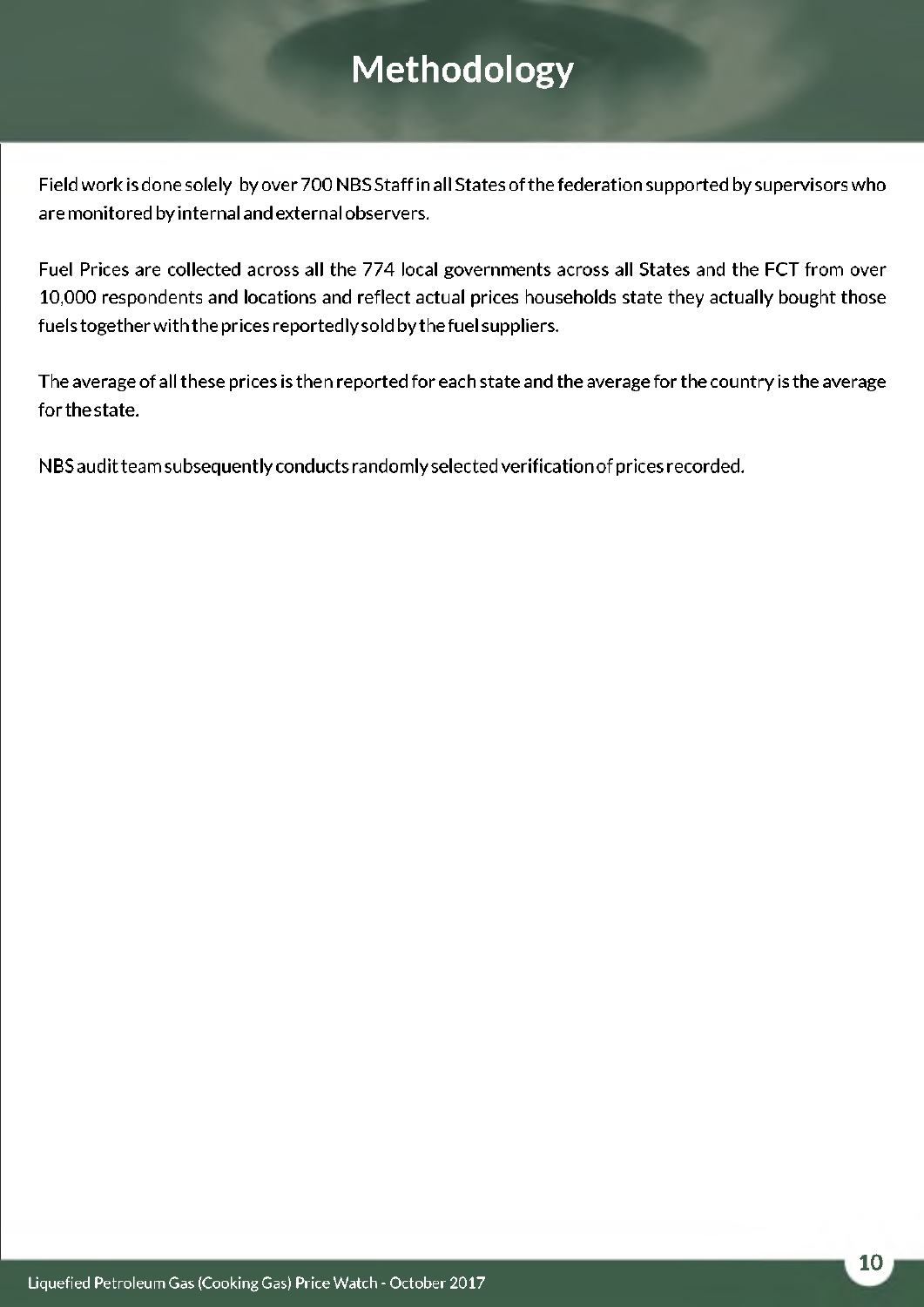# Methodology

Field work is done solely  by over 700 NBS Staff in all States of the federation supported by supervisors who are monitored by internal and external observers.

Fuel Prices are collected across all the 774 local governments across all States and the FCT from over 10,000 respondents and locations and reflect actual prices households state they actually bought those fuels together with the prices reportedly sold by the fuel suppliers.

The average of all these prices is then reported for each state and the average for the country is the average for the state.

NBS audit team subsequently conducts randomly selected verification of prices recorded.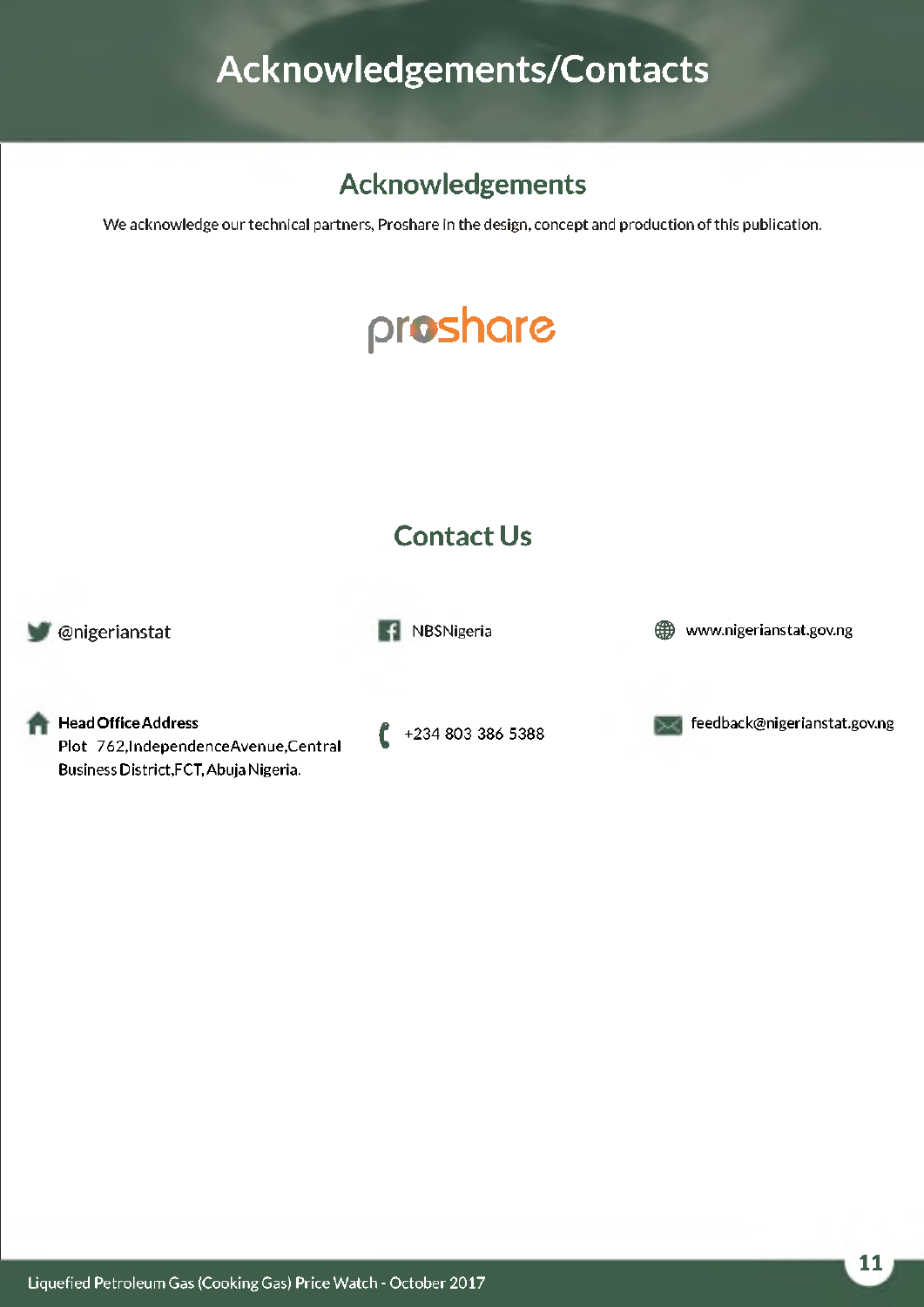# Acknowledgements/Contacts

## Acknowledgements

We acknowledge our technical partners, Proshare in the design, concept and production of this publication.

proshare

## Contact Us

@nigerianstat

NBSNigeria

www.nigerianstat.gov.ng

**Head Office Address**
Plot 762, Independence Avenue, Central Business District, FCT, Abuja Nigeria.

+234 803 386 5388

feedback@nigerianstat.gov.ng